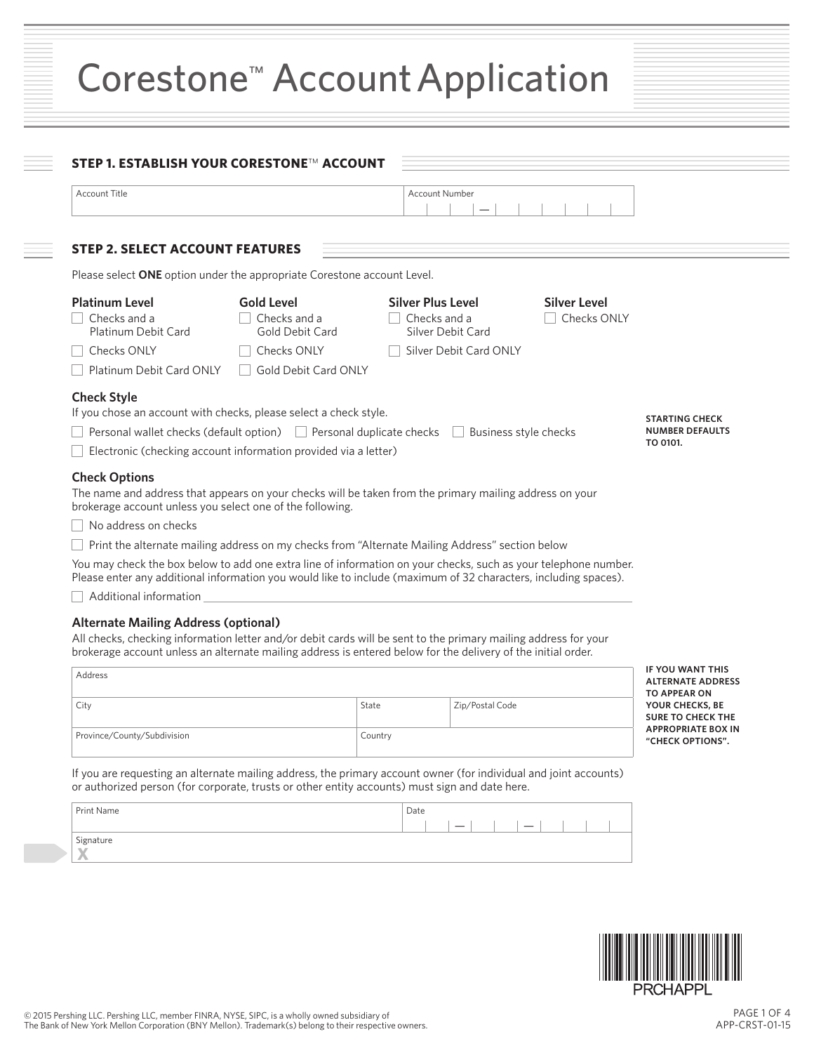# Corestone™ Account Application

## STEP 1. ESTABLISH YOUR CORESTONE™ ACCOUNT

| Account Title | Account Number |
|---|---|
| | — |

## STEP 2. SELECT ACCOUNT FEATURES

Please select **ONE** option under the appropriate Corestone account Level.

| Platinum Level | Gold Level | Silver Plus Level | Silver Level |
|---|---|---|---|
| ☐ Checks and a Platinum Debit Card | ☐ Checks and a Gold Debit Card | ☐ Checks and a Silver Debit Card | ☐ Checks ONLY |
| ☐ Checks ONLY | ☐ Checks ONLY | ☐ Silver Debit Card ONLY | |
| ☐ Platinum Debit Card ONLY | ☐ Gold Debit Card ONLY | | |

### Check Style

If you chose an account with checks, please select a check style.

☐ Personal wallet checks (default option) ☐ Personal duplicate checks ☐ Business style checks

☐ Electronic (checking account information provided via a letter)

**STARTING CHECK NUMBER DEFAULTS TO 0101.**

### Check Options

The name and address that appears on your checks will be taken from the primary mailing address on your brokerage account unless you select one of the following.

☐ No address on checks

☐ Print the alternate mailing address on my checks from "Alternate Mailing Address" section below

You may check the box below to add one extra line of information on your checks, such as your telephone number. Please enter any additional information you would like to include (maximum of 32 characters, including spaces).

☐ Additional information ______________________________

### Alternate Mailing Address (optional)

All checks, checking information letter and/or debit cards will be sent to the primary mailing address for your brokerage account unless an alternate mailing address is entered below for the delivery of the initial order.

**IF YOU WANT THIS ALTERNATE ADDRESS TO APPEAR ON YOUR CHECKS, BE SURE TO CHECK THE APPROPRIATE BOX IN "CHECK OPTIONS".**

| Address | | |
|---|---|---|
| City | State | Zip/Postal Code |
| Province/County/Subdivision | Country | |

If you are requesting an alternate mailing address, the primary account owner (for individual and joint accounts) or authorized person (for corporate, trusts or other entity accounts) must sign and date here.

| Print Name | Date |
|---|---|
| | — — |
| Signature X | |

PRCHAPPL

© 2015 Pershing LLC. Pershing LLC, member FINRA, NYSE, SIPC, is a wholly owned subsidiary of The Bank of New York Mellon Corporation (BNY Mellon). Trademark(s) belong to their respective owners.

APP-CRST-01-15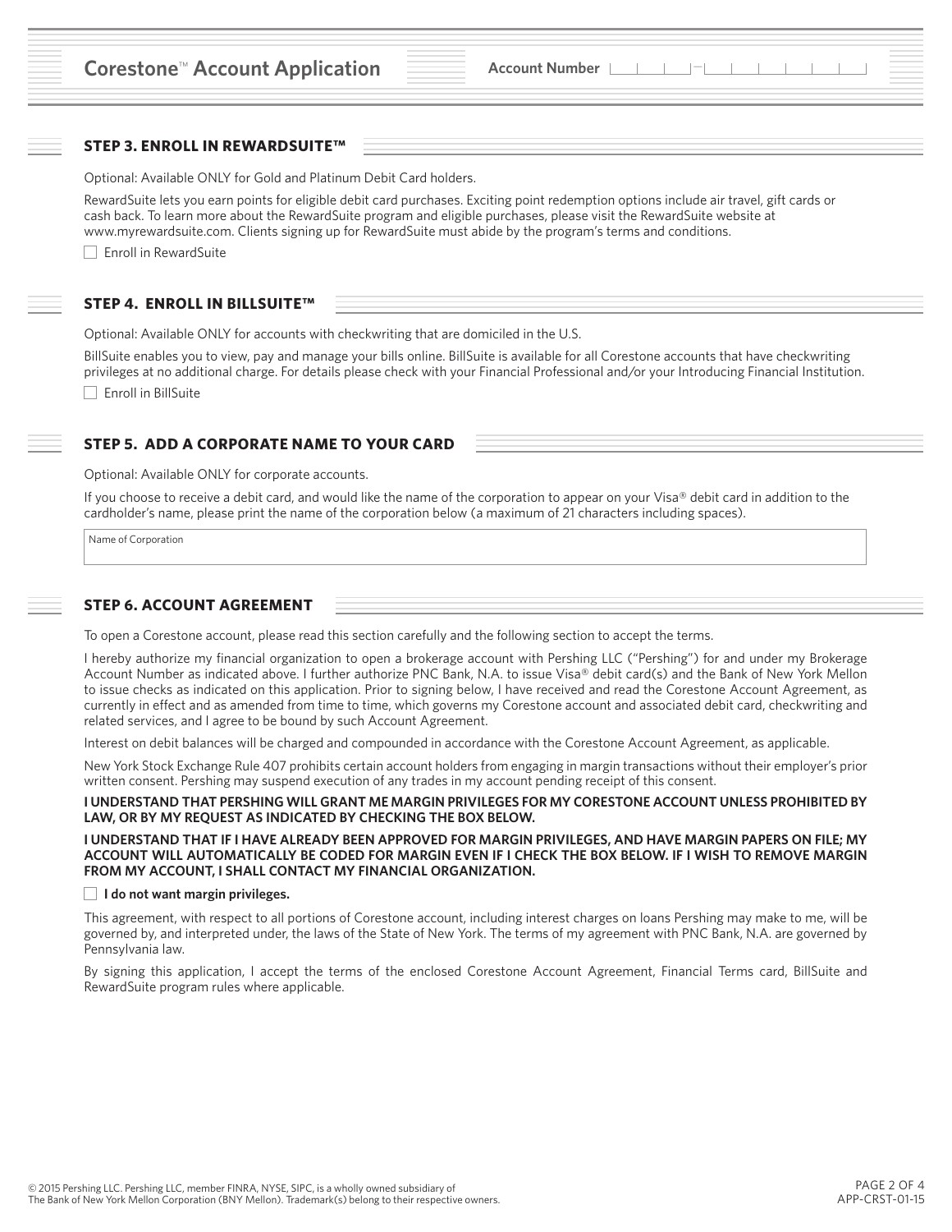# Corestone™ Account Application

**Account Number** \_\_\_\_-\_\_\_\_\_\_\_\_

## STEP 3. ENROLL IN REWARDSUITE™

Optional: Available ONLY for Gold and Platinum Debit Card holders.

RewardSuite lets you earn points for eligible debit card purchases. Exciting point redemption options include air travel, gift cards or cash back. To learn more about the RewardSuite program and eligible purchases, please visit the RewardSuite website at www.myrewardsuite.com. Clients signing up for RewardSuite must abide by the program's terms and conditions.

☐ Enroll in RewardSuite

## STEP 4. ENROLL IN BILLSUITE™

Optional: Available ONLY for accounts with checkwriting that are domiciled in the U.S.

BillSuite enables you to view, pay and manage your bills online. BillSuite is available for all Corestone accounts that have checkwriting privileges at no additional charge. For details please check with your Financial Professional and/or your Introducing Financial Institution.

☐ Enroll in BillSuite

## STEP 5. ADD A CORPORATE NAME TO YOUR CARD

Optional: Available ONLY for corporate accounts.

If you choose to receive a debit card, and would like the name of the corporation to appear on your Visa® debit card in addition to the cardholder's name, please print the name of the corporation below (a maximum of 21 characters including spaces).

Name of Corporation

## STEP 6. ACCOUNT AGREEMENT

To open a Corestone account, please read this section carefully and the following section to accept the terms.

I hereby authorize my financial organization to open a brokerage account with Pershing LLC ("Pershing") for and under my Brokerage Account Number as indicated above. I further authorize PNC Bank, N.A. to issue Visa® debit card(s) and the Bank of New York Mellon to issue checks as indicated on this application. Prior to signing below, I have received and read the Corestone Account Agreement, as currently in effect and as amended from time to time, which governs my Corestone account and associated debit card, checkwriting and related services, and I agree to be bound by such Account Agreement.

Interest on debit balances will be charged and compounded in accordance with the Corestone Account Agreement, as applicable.

New York Stock Exchange Rule 407 prohibits certain account holders from engaging in margin transactions without their employer's prior written consent. Pershing may suspend execution of any trades in my account pending receipt of this consent.

**I UNDERSTAND THAT PERSHING WILL GRANT ME MARGIN PRIVILEGES FOR MY CORESTONE ACCOUNT UNLESS PROHIBITED BY LAW, OR BY MY REQUEST AS INDICATED BY CHECKING THE BOX BELOW.**

**I UNDERSTAND THAT IF I HAVE ALREADY BEEN APPROVED FOR MARGIN PRIVILEGES, AND HAVE MARGIN PAPERS ON FILE; MY ACCOUNT WILL AUTOMATICALLY BE CODED FOR MARGIN EVEN IF I CHECK THE BOX BELOW. IF I WISH TO REMOVE MARGIN FROM MY ACCOUNT, I SHALL CONTACT MY FINANCIAL ORGANIZATION.**

☐ **I do not want margin privileges.**

This agreement, with respect to all portions of Corestone account, including interest charges on loans Pershing may make to me, will be governed by, and interpreted under, the laws of the State of New York. The terms of my agreement with PNC Bank, N.A. are governed by Pennsylvania law.

By signing this application, I accept the terms of the enclosed Corestone Account Agreement, Financial Terms card, BillSuite and RewardSuite program rules where applicable.

© 2015 Pershing LLC. Pershing LLC, member FINRA, NYSE, SIPC, is a wholly owned subsidiary of The Bank of New York Mellon Corporation (BNY Mellon). Trademark(s) belong to their respective owners.

APP-CRST-01-15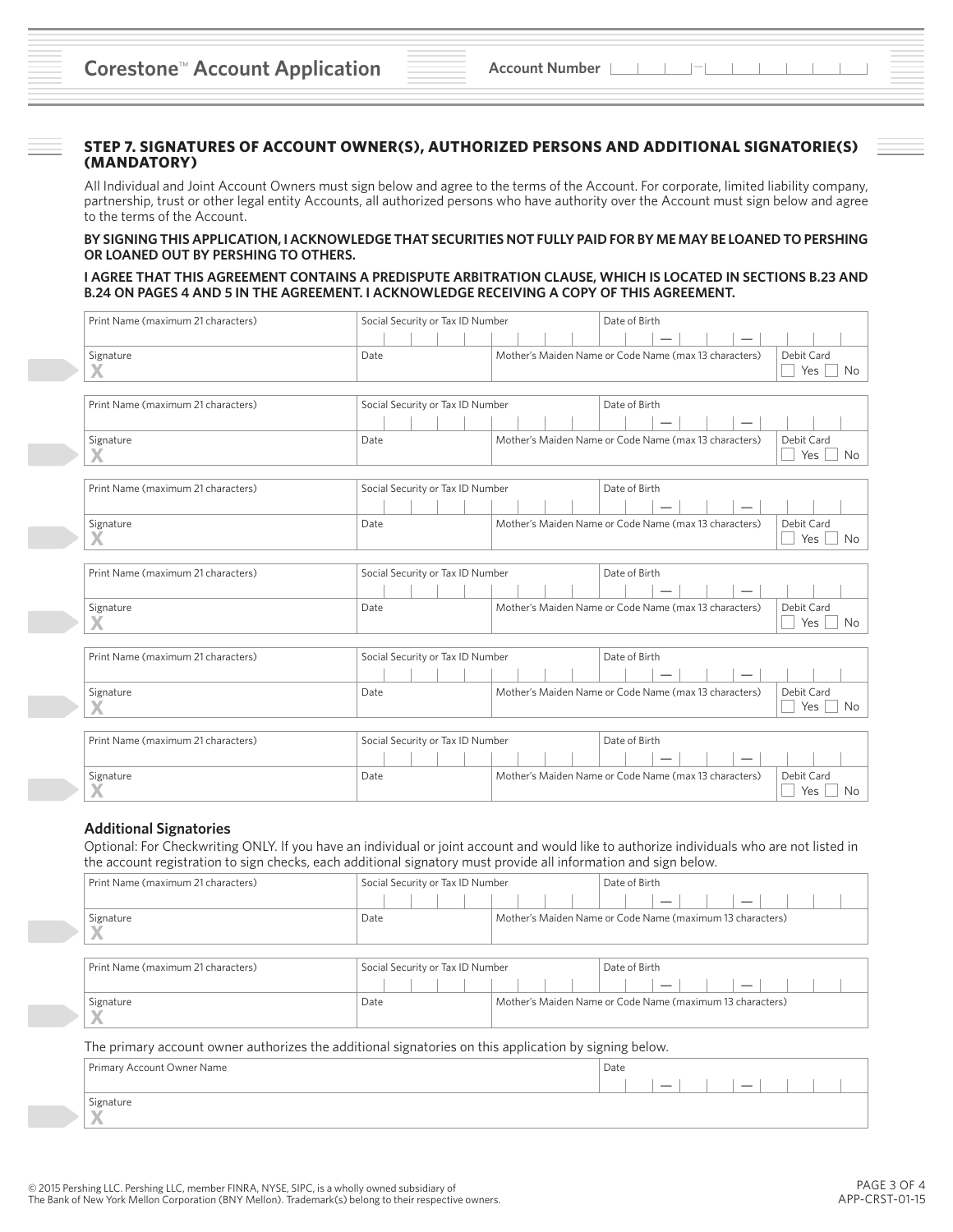# Corestone™ Account Application

Account Number

## STEP 7. SIGNATURES OF ACCOUNT OWNER(S), AUTHORIZED PERSONS AND ADDITIONAL SIGNATORIE(S) (MANDATORY)

All Individual and Joint Account Owners must sign below and agree to the terms of the Account. For corporate, limited liability company, partnership, trust or other legal entity Accounts, all authorized persons who have authority over the Account must sign below and agree to the terms of the Account.

**BY SIGNING THIS APPLICATION, I ACKNOWLEDGE THAT SECURITIES NOT FULLY PAID FOR BY ME MAY BE LOANED TO PERSHING OR LOANED OUT BY PERSHING TO OTHERS.**

**I AGREE THAT THIS AGREEMENT CONTAINS A PREDISPUTE ARBITRATION CLAUSE, WHICH IS LOCATED IN SECTIONS B.23 AND B.24 ON PAGES 4 AND 5 IN THE AGREEMENT. I ACKNOWLEDGE RECEIVING A COPY OF THIS AGREEMENT.**

| Print Name (maximum 21 characters) | Social Security or Tax ID Number | Date of Birth | |
|---|---|---|---|
| Signature X | Date | Mother's Maiden Name or Code Name (max 13 characters) | Debit Card ☐ Yes ☐ No |

| Print Name (maximum 21 characters) | Social Security or Tax ID Number | Date of Birth | |
|---|---|---|---|
| Signature X | Date | Mother's Maiden Name or Code Name (max 13 characters) | Debit Card ☐ Yes ☐ No |

| Print Name (maximum 21 characters) | Social Security or Tax ID Number | Date of Birth | |
|---|---|---|---|
| Signature X | Date | Mother's Maiden Name or Code Name (max 13 characters) | Debit Card ☐ Yes ☐ No |

| Print Name (maximum 21 characters) | Social Security or Tax ID Number | Date of Birth | |
|---|---|---|---|
| Signature X | Date | Mother's Maiden Name or Code Name (max 13 characters) | Debit Card ☐ Yes ☐ No |

| Print Name (maximum 21 characters) | Social Security or Tax ID Number | Date of Birth | |
|---|---|---|---|
| Signature X | Date | Mother's Maiden Name or Code Name (max 13 characters) | Debit Card ☐ Yes ☐ No |

| Print Name (maximum 21 characters) | Social Security or Tax ID Number | Date of Birth | |
|---|---|---|---|
| Signature X | Date | Mother's Maiden Name or Code Name (max 13 characters) | Debit Card ☐ Yes ☐ No |

### Additional Signatories

Optional: For Checkwriting ONLY. If you have an individual or joint account and would like to authorize individuals who are not listed in the account registration to sign checks, each additional signatory must provide all information and sign below.

| Print Name (maximum 21 characters) | Social Security or Tax ID Number | Date of Birth |
|---|---|---|
| Signature X | Date | Mother's Maiden Name or Code Name (maximum 13 characters) |

| Print Name (maximum 21 characters) | Social Security or Tax ID Number | Date of Birth |
|---|---|---|
| Signature X | Date | Mother's Maiden Name or Code Name (maximum 13 characters) |

The primary account owner authorizes the additional signatories on this application by signing below.

| Primary Account Owner Name | Date |
|---|---|
| Signature X | |

© 2015 Pershing LLC. Pershing LLC, member FINRA, NYSE, SIPC, is a wholly owned subsidiary of The Bank of New York Mellon Corporation (BNY Mellon). Trademark(s) belong to their respective owners.

APP-CRST-01-15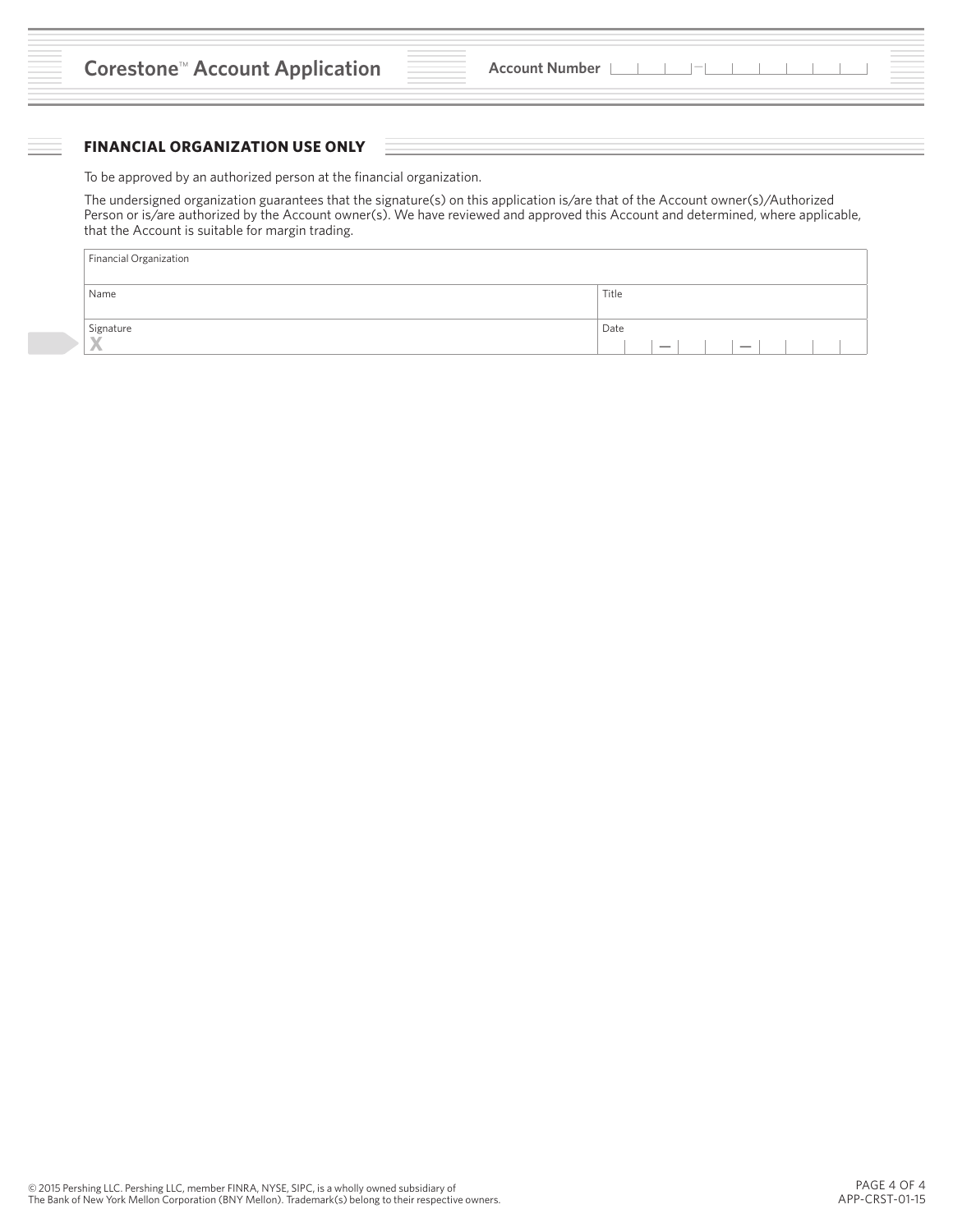## FINANCIAL ORGANIZATION USE ONLY

To be approved by an authorized person at the financial organization.

The undersigned organization guarantees that the signature(s) on this application is/are that of the Account owner(s)/Authorized Person or is/are authorized by the Account owner(s). We have reviewed and approved this Account and determined, where applicable, that the Account is suitable for margin trading.

| | |
|---|---|
| Financial Organization | |
| Name | Title |
| Signature X | Date — — |

© 2015 Pershing LLC. Pershing LLC, member FINRA, NYSE, SIPC, is a wholly owned subsidiary of The Bank of New York Mellon Corporation (BNY Mellon). Trademark(s) belong to their respective owners.

APP-CRST-01-15